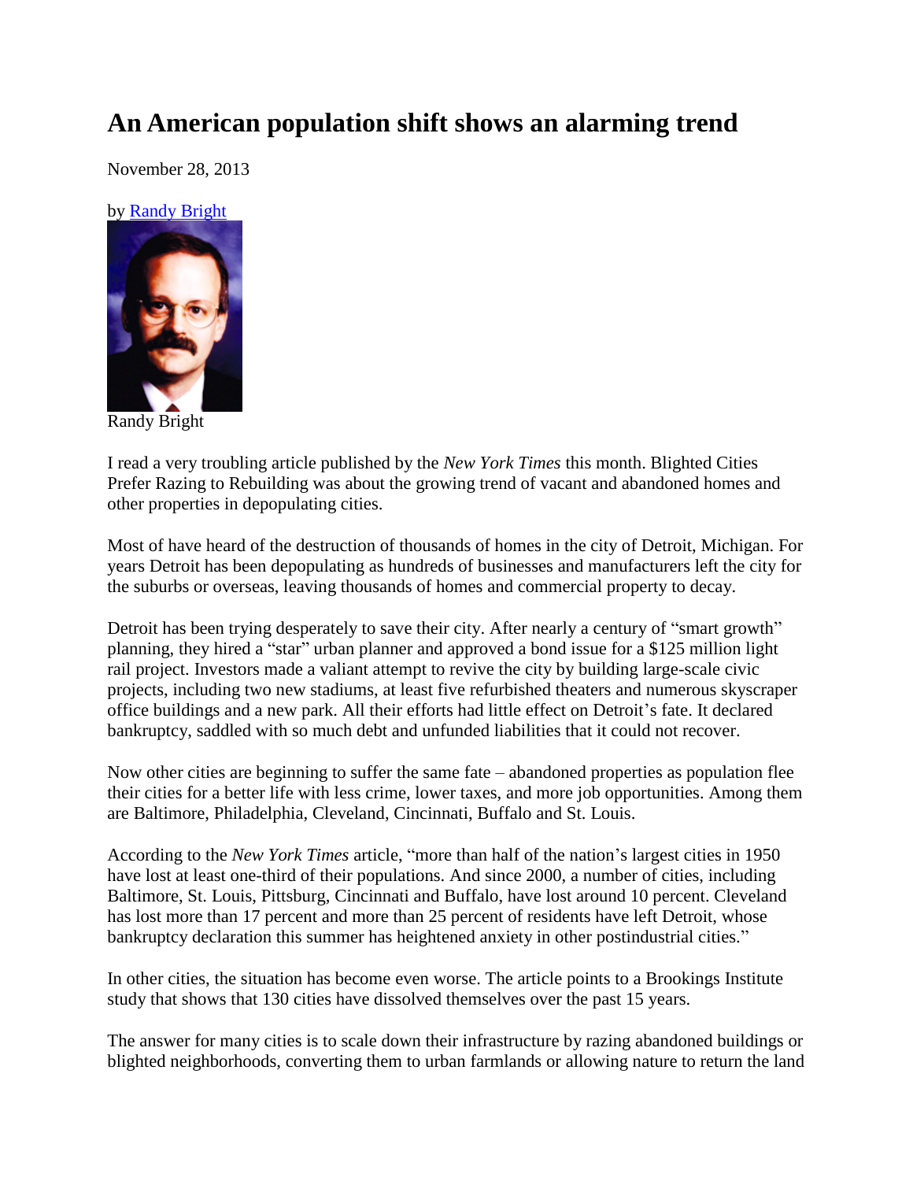# An American population shift shows an alarming trend

November 28, 2013

by Randy Bright

Randy Bright

I read a very troubling article published by the *New York Times* this month. Blighted Cities Prefer Razing to Rebuilding was about the growing trend of vacant and abandoned homes and other properties in depopulating cities.

Most of have heard of the destruction of thousands of homes in the city of Detroit, Michigan. For years Detroit has been depopulating as hundreds of businesses and manufacturers left the city for the suburbs or overseas, leaving thousands of homes and commercial property to decay.

Detroit has been trying desperately to save their city. After nearly a century of "smart growth" planning, they hired a "star" urban planner and approved a bond issue for a $125 million light rail project. Investors made a valiant attempt to revive the city by building large-scale civic projects, including two new stadiums, at least five refurbished theaters and numerous skyscraper office buildings and a new park. All their efforts had little effect on Detroit's fate. It declared bankruptcy, saddled with so much debt and unfunded liabilities that it could not recover.

Now other cities are beginning to suffer the same fate – abandoned properties as population flee their cities for a better life with less crime, lower taxes, and more job opportunities. Among them are Baltimore, Philadelphia, Cleveland, Cincinnati, Buffalo and St. Louis.

According to the *New York Times* article, "more than half of the nation's largest cities in 1950 have lost at least one-third of their populations. And since 2000, a number of cities, including Baltimore, St. Louis, Pittsburg, Cincinnati and Buffalo, have lost around 10 percent. Cleveland has lost more than 17 percent and more than 25 percent of residents have left Detroit, whose bankruptcy declaration this summer has heightened anxiety in other postindustrial cities."

In other cities, the situation has become even worse. The article points to a Brookings Institute study that shows that 130 cities have dissolved themselves over the past 15 years.

The answer for many cities is to scale down their infrastructure by razing abandoned buildings or blighted neighborhoods, converting them to urban farmlands or allowing nature to return the land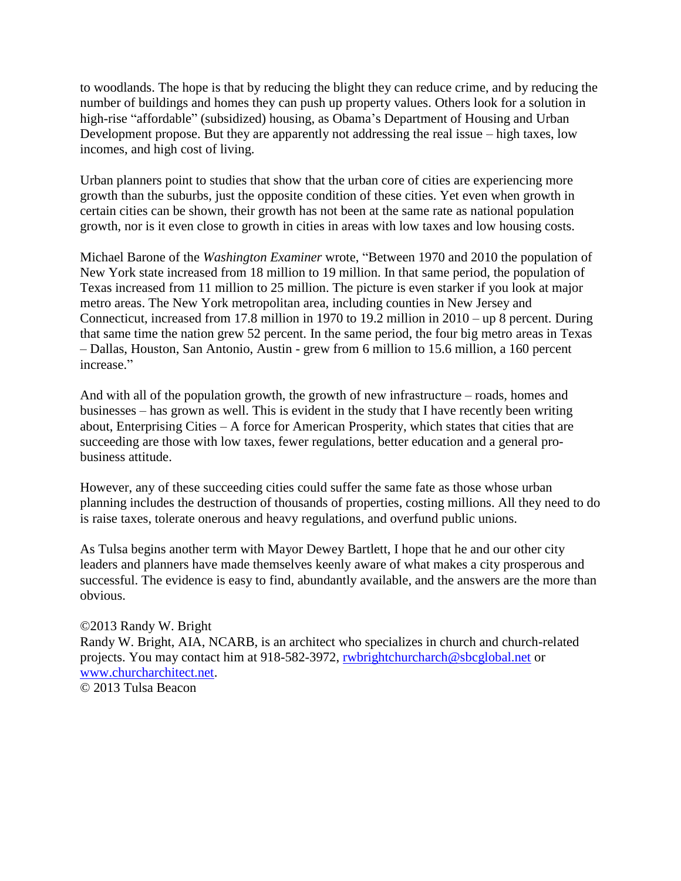to woodlands. The hope is that by reducing the blight they can reduce crime, and by reducing the number of buildings and homes they can push up property values. Others look for a solution in high-rise "affordable" (subsidized) housing, as Obama's Department of Housing and Urban Development propose. But they are apparently not addressing the real issue – high taxes, low incomes, and high cost of living.

Urban planners point to studies that show that the urban core of cities are experiencing more growth than the suburbs, just the opposite condition of these cities. Yet even when growth in certain cities can be shown, their growth has not been at the same rate as national population growth, nor is it even close to growth in cities in areas with low taxes and low housing costs.

Michael Barone of the *Washington Examiner* wrote, "Between 1970 and 2010 the population of New York state increased from 18 million to 19 million. In that same period, the population of Texas increased from 11 million to 25 million. The picture is even starker if you look at major metro areas. The New York metropolitan area, including counties in New Jersey and Connecticut, increased from 17.8 million in 1970 to 19.2 million in 2010 – up 8 percent. During that same time the nation grew 52 percent. In the same period, the four big metro areas in Texas – Dallas, Houston, San Antonio, Austin - grew from 6 million to 15.6 million, a 160 percent increase."

And with all of the population growth, the growth of new infrastructure – roads, homes and businesses – has grown as well. This is evident in the study that I have recently been writing about, Enterprising Cities – A force for American Prosperity, which states that cities that are succeeding are those with low taxes, fewer regulations, better education and a general pro-business attitude.

However, any of these succeeding cities could suffer the same fate as those whose urban planning includes the destruction of thousands of properties, costing millions. All they need to do is raise taxes, tolerate onerous and heavy regulations, and overfund public unions.

As Tulsa begins another term with Mayor Dewey Bartlett, I hope that he and our other city leaders and planners have made themselves keenly aware of what makes a city prosperous and successful. The evidence is easy to find, abundantly available, and the answers are the more than obvious.

©2013 Randy W. Bright
Randy W. Bright, AIA, NCARB, is an architect who specializes in church and church-related projects. You may contact him at 918-582-3972, [rwbrightchurcharch@sbcglobal.net](mailto:rwbrightchurcharch@sbcglobal.net) or [www.churcharchitect.net](http://www.churcharchitect.net).
© 2013 Tulsa Beacon